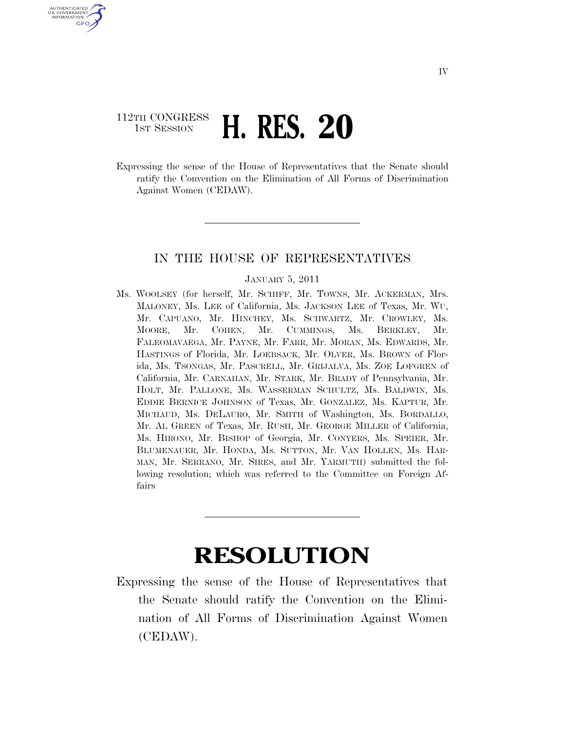112TH CONGRESS
1ST SESSION

# H. RES. 20

Expressing the sense of the House of Representatives that the Senate should ratify the Convention on the Elimination of All Forms of Discrimination Against Women (CEDAW).

---

IN THE HOUSE OF REPRESENTATIVES

JANUARY 5, 2011

Ms. WOOLSEY (for herself, Mr. SCHIFF, Mr. TOWNS, Mr. ACKERMAN, Mrs. MALONEY, Ms. LEE of California, Ms. JACKSON LEE of Texas, Mr. WU, Mr. CAPUANO, Mr. HINCHEY, Ms. SCHWARTZ, Mr. CROWLEY, Ms. MOORE, Mr. COHEN, Mr. CUMMINGS, Ms. BERKLEY, Mr. FALEOMAVAEGA, Mr. PAYNE, Mr. FARR, Mr. MORAN, Ms. EDWARDS, Mr. HASTINGS of Florida, Mr. LOEBSACK, Mr. OLVER, Ms. BROWN of Florida, Ms. TSONGAS, Mr. PASCRELL, Mr. GRIJALVA, Ms. ZOE LOFGREN of California, Mr. CARNAHAN, Mr. STARK, Mr. BRADY of Pennsylvania, Mr. HOLT, Mr. PALLONE, Ms. WASSERMAN SCHULTZ, Ms. BALDWIN, Ms. EDDIE BERNICE JOHNSON of Texas, Mr. GONZALEZ, Ms. KAPTUR, Mr. MICHAUD, Ms. DELAURO, Mr. SMITH of Washington, Ms. BORDALLO, Mr. AL GREEN of Texas, Mr. RUSH, Mr. GEORGE MILLER of California, Ms. HIRONO, Mr. BISHOP of Georgia, Mr. CONYERS, Ms. SPEIER, Mr. BLUMENAUER, Mr. HONDA, Ms. SUTTON, Mr. VAN HOLLEN, Ms. HARMAN, Mr. SERRANO, Mr. SIRES, and Mr. YARMUTH) submitted the following resolution; which was referred to the Committee on Foreign Affairs

---

# RESOLUTION

Expressing the sense of the House of Representatives that the Senate should ratify the Convention on the Elimination of All Forms of Discrimination Against Women (CEDAW).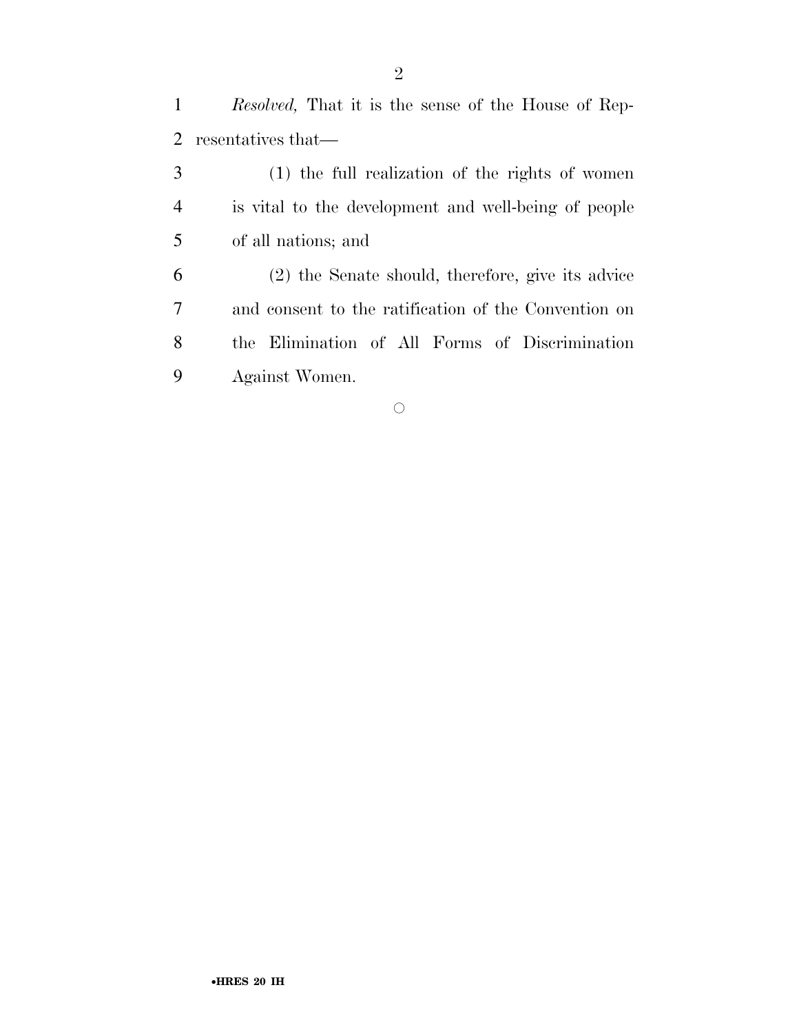*Resolved,* That it is the sense of the House of Representatives that—

(1) the full realization of the rights of women is vital to the development and well-being of people of all nations; and

(2) the Senate should, therefore, give its advice and consent to the ratification of the Convention on the Elimination of All Forms of Discrimination Against Women.

○